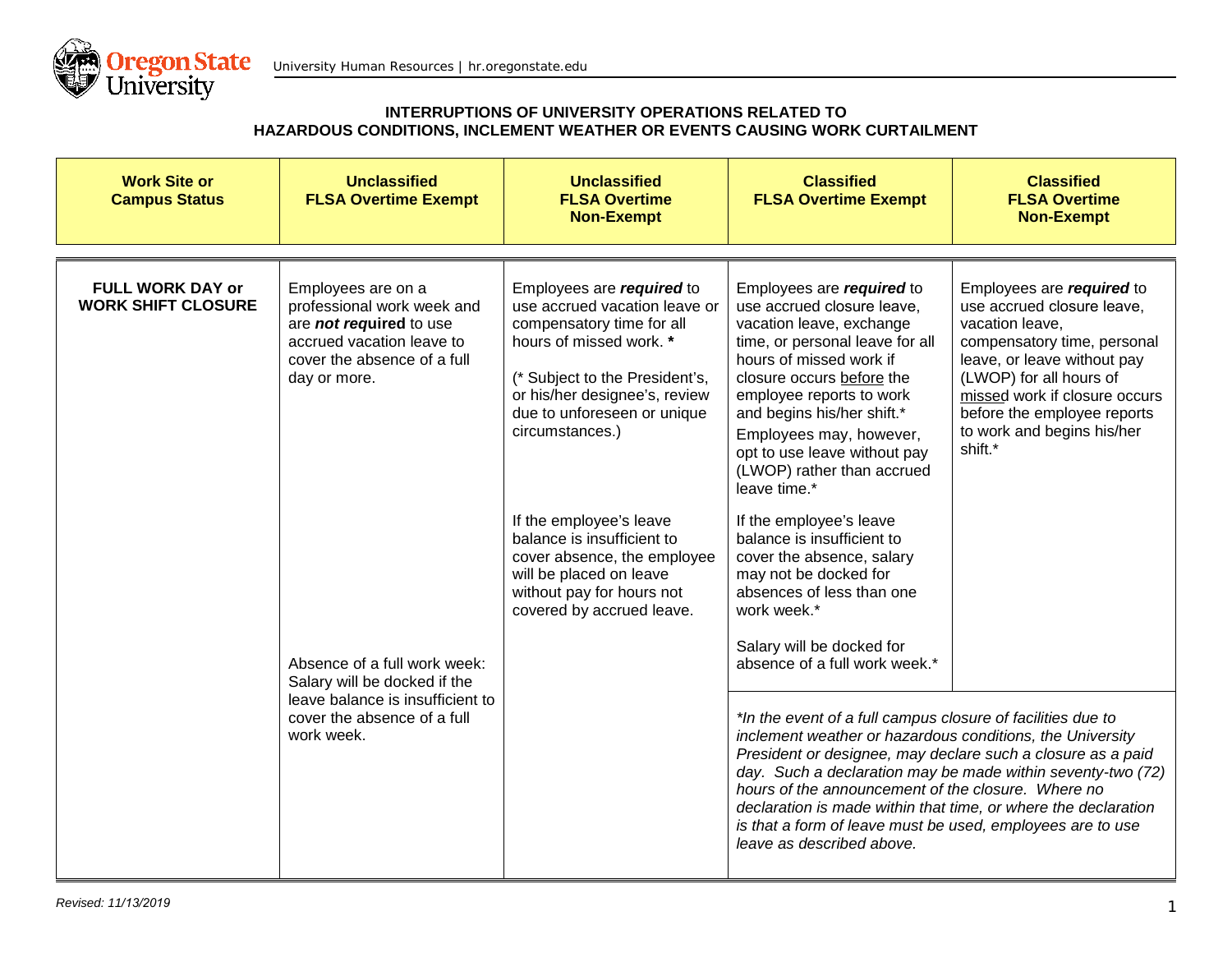University Human Resources | hr.oregonstate.edu

## INTERRUPTIONS OF UNIVERSITY OPERATIONS RELATED TO HAZARDOUS CONDITIONS, INCLEMENT WEATHER OR EVENTS CAUSING WORK CURTAILMENT

| Work Site or Campus Status | Unclassified FLSA Overtime Exempt | Unclassified FLSA Overtime Non-Exempt | Classified FLSA Overtime Exempt | Classified FLSA Overtime Non-Exempt |
|---|---|---|---|---|
| **FULL WORK DAY or WORK SHIFT CLOSURE** | Employees are on a professional work week and are ***not req*uired** to use accrued vacation leave to cover the absence of a full day or more.<br><br>Absence of a full work week: Salary will be docked if the leave balance is insufficient to cover the absence of a full work week. | Employees are ***required*** to use accrued vacation leave or compensatory time for all hours of missed work. **\***<br><br>(* Subject to the President's, or his/her designee's, review due to unforeseen or unique circumstances.)<br><br>If the employee's leave balance is insufficient to cover absence, the employee will be placed on leave without pay for hours not covered by accrued leave. | Employees are ***required*** to use accrued closure leave, vacation leave, exchange time, or personal leave for all hours of missed work if closure occurs before the employee reports to work and begins his/her shift.* Employees may, however, opt to use leave without pay (LWOP) rather than accrued leave time.*<br><br>If the employee's leave balance is insufficient to cover the absence, salary may not be docked for absences of less than one work week.*<br><br>Salary will be docked for absence of a full work week.* | Employees are ***required*** to use accrued closure leave, vacation leave, compensatory time, personal leave, or leave without pay (LWOP) for all hours of missed work if closure occurs before the employee reports to work and begins his/her shift.* |
| | | | *\*In the event of a full campus closure of facilities due to inclement weather or hazardous conditions, the University President or designee, may declare such a closure as a paid day. Such a declaration may be made within seventy-two (72) hours of the announcement of the closure. Where no declaration is made within that time, or where the declaration is that a form of leave must be used, employees are to use leave as described above.* | |

*Revised: 11/13/2019*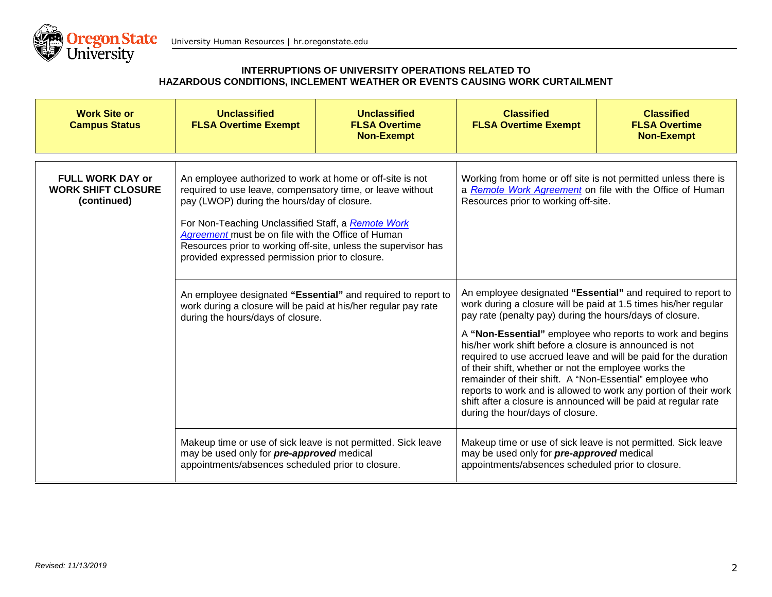**INTERRUPTIONS OF UNIVERSITY OPERATIONS RELATED TO HAZARDOUS CONDITIONS, INCLEMENT WEATHER OR EVENTS CAUSING WORK CURTAILMENT**

| Work Site or Campus Status | Unclassified FLSA Overtime Exempt | Unclassified FLSA Overtime Non-Exempt | Classified FLSA Overtime Exempt | Classified FLSA Overtime Non-Exempt |
|---|---|---|---|---|
| **FULL WORK DAY or WORK SHIFT CLOSURE (continued)** | An employee authorized to work at home or off-site is not required to use leave, compensatory time, or leave without pay (LWOP) during the hours/day of closure.<br><br>For Non-Teaching Unclassified Staff, a *Remote Work Agreement* must be on file with the Office of Human Resources prior to working off-site, unless the supervisor has provided expressed permission prior to closure. | | Working from home or off site is not permitted unless there is a *Remote Work Agreement* on file with the Office of Human Resources prior to working off-site. | |
| | An employee designated **"Essential"** and required to report to work during a closure will be paid at his/her regular pay rate during the hours/days of closure. | | An employee designated **"Essential"** and required to report to work during a closure will be paid at 1.5 times his/her regular pay rate (penalty pay) during the hours/days of closure.<br><br>A **"Non-Essential"** employee who reports to work and begins his/her work shift before a closure is announced is not required to use accrued leave and will be paid for the duration of their shift, whether or not the employee works the remainder of their shift. A "Non-Essential" employee who reports to work and is allowed to work any portion of their work shift after a closure is announced will be paid at regular rate during the hour/days of closure. | |
| | Makeup time or use of sick leave is not permitted. Sick leave may be used only for ***pre-approved*** medical appointments/absences scheduled prior to closure. | | Makeup time or use of sick leave is not permitted. Sick leave may be used only for ***pre-approved*** medical appointments/absences scheduled prior to closure. | |

*Revised: 11/13/2019*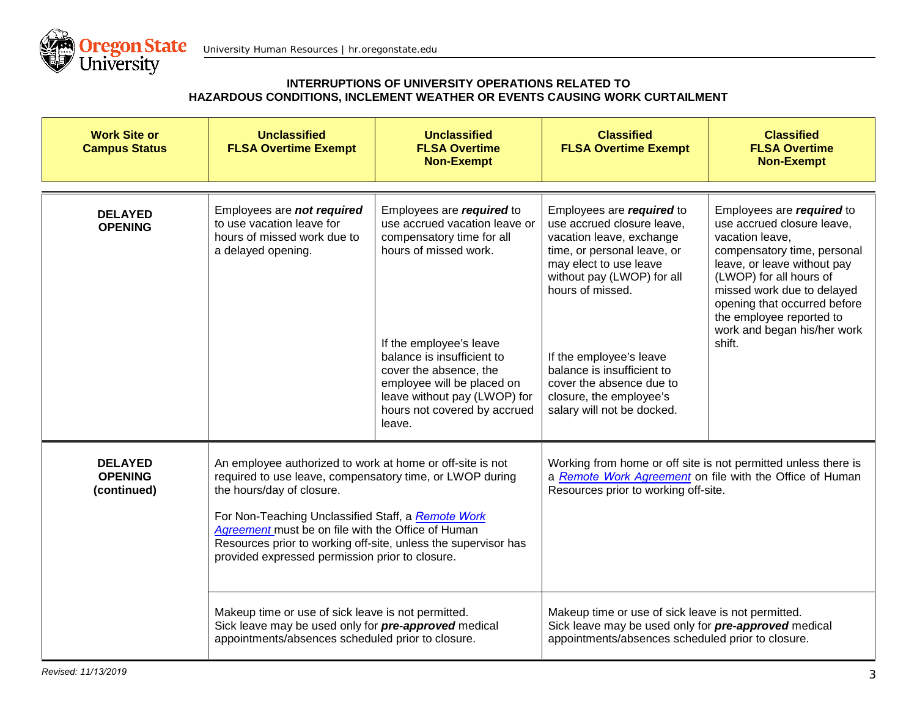**INTERRUPTIONS OF UNIVERSITY OPERATIONS RELATED TO HAZARDOUS CONDITIONS, INCLEMENT WEATHER OR EVENTS CAUSING WORK CURTAILMENT**

| Work Site or Campus Status | Unclassified FLSA Overtime Exempt | Unclassified FLSA Overtime Non-Exempt | Classified FLSA Overtime Exempt | Classified FLSA Overtime Non-Exempt |
|---|---|---|---|---|
| **DELAYED OPENING** | Employees are ***not required*** to use vacation leave for hours of missed work due to a delayed opening. | Employees are ***required*** to use accrued vacation leave or compensatory time for all hours of missed work.<br><br>If the employee's leave balance is insufficient to cover the absence, the employee will be placed on leave without pay (LWOP) for hours not covered by accrued leave. | Employees are ***required*** to use accrued closure leave, vacation leave, exchange time, or personal leave, or may elect to use leave without pay (LWOP) for all hours of missed.<br><br>If the employee's leave balance is insufficient to cover the absence due to closure, the employee's salary will not be docked. | Employees are ***required*** to use accrued closure leave, vacation leave, compensatory time, personal leave, or leave without pay (LWOP) for all hours of missed work due to delayed opening that occurred before the employee reported to work and began his/her work shift. |
| **DELAYED OPENING (continued)** | An employee authorized to work at home or off-site is not required to use leave, compensatory time, or LWOP during the hours/day of closure.<br><br>For Non-Teaching Unclassified Staff, a *Remote Work Agreement* must be on file with the Office of Human Resources prior to working off-site, unless the supervisor has provided expressed permission prior to closure. | | Working from home or off site is not permitted unless there is a *Remote Work Agreement* on file with the Office of Human Resources prior to working off-site. | |
| | Makeup time or use of sick leave is not permitted. Sick leave may be used only for ***pre-approved*** medical appointments/absences scheduled prior to closure. | | Makeup time or use of sick leave is not permitted. Sick leave may be used only for ***pre-approved*** medical appointments/absences scheduled prior to closure. | |

*Revised: 11/13/2019*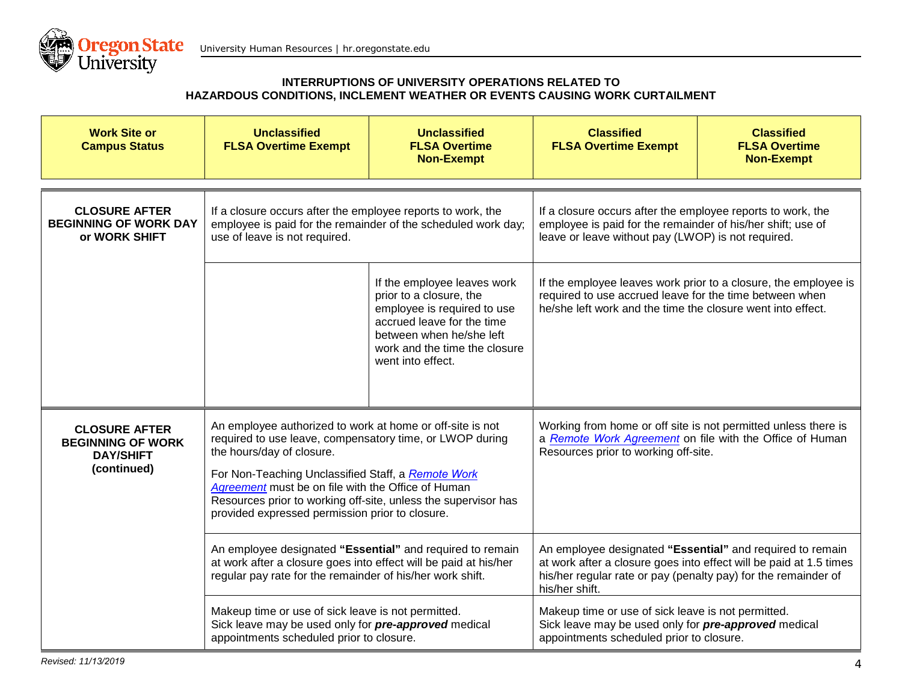**INTERRUPTIONS OF UNIVERSITY OPERATIONS RELATED TO HAZARDOUS CONDITIONS, INCLEMENT WEATHER OR EVENTS CAUSING WORK CURTAILMENT**

| Work Site or Campus Status | Unclassified FLSA Overtime Exempt | Unclassified FLSA Overtime Non-Exempt | Classified FLSA Overtime Exempt | Classified FLSA Overtime Non-Exempt |
|---|---|---|---|---|
| **CLOSURE AFTER BEGINNING OF WORK DAY or WORK SHIFT** | If a closure occurs after the employee reports to work, the employee is paid for the remainder of the scheduled work day; use of leave is not required. | | If a closure occurs after the employee reports to work, the employee is paid for the remainder of his/her shift; use of leave or leave without pay (LWOP) is not required. | |
| | | If the employee leaves work prior to a closure, the employee is required to use accrued leave for the time between when he/she left work and the time the closure went into effect. | If the employee leaves work prior to a closure, the employee is required to use accrued leave for the time between when he/she left work and the time the closure went into effect. | |
| **CLOSURE AFTER BEGINNING OF WORK DAY/SHIFT (continued)** | An employee authorized to work at home or off-site is not required to use leave, compensatory time, or LWOP during the hours/day of closure.<br><br>For Non-Teaching Unclassified Staff, a *Remote Work Agreement* must be on file with the Office of Human Resources prior to working off-site, unless the supervisor has provided expressed permission prior to closure. | | Working from home or off site is not permitted unless there is a *Remote Work Agreement* on file with the Office of Human Resources prior to working off-site. | |
| | An employee designated **"Essential"** and required to remain at work after a closure goes into effect will be paid at his/her regular pay rate for the remainder of his/her work shift. | | An employee designated **"Essential"** and required to remain at work after a closure goes into effect will be paid at 1.5 times his/her regular rate or pay (penalty pay) for the remainder of his/her shift. | |
| | Makeup time or use of sick leave is not permitted. Sick leave may be used only for ***pre-approved*** medical appointments scheduled prior to closure. | | Makeup time or use of sick leave is not permitted. Sick leave may be used only for ***pre-approved*** medical appointments scheduled prior to closure. | |

*Revised: 11/13/2019*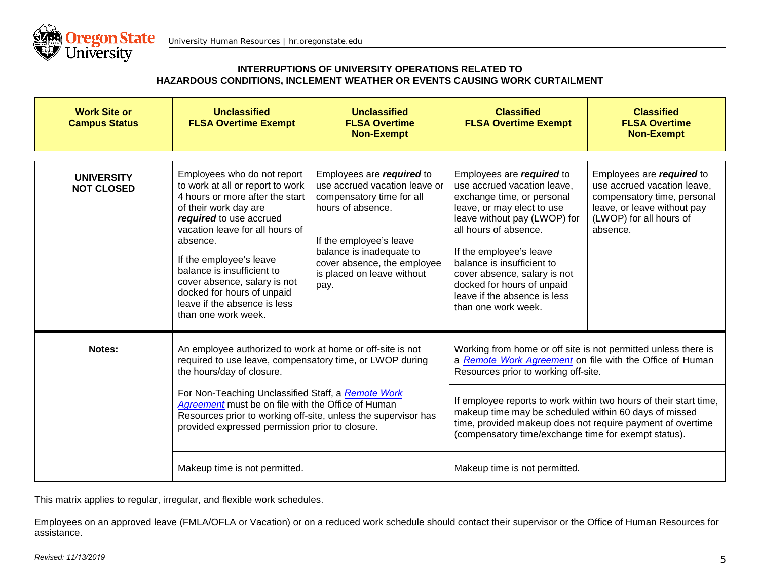**INTERRUPTIONS OF UNIVERSITY OPERATIONS RELATED TO HAZARDOUS CONDITIONS, INCLEMENT WEATHER OR EVENTS CAUSING WORK CURTAILMENT**

| Work Site or Campus Status | Unclassified FLSA Overtime Exempt | Unclassified FLSA Overtime Non-Exempt | Classified FLSA Overtime Exempt | Classified FLSA Overtime Non-Exempt |
|---|---|---|---|---|
| **UNIVERSITY NOT CLOSED** | Employees who do not report to work at all or report to work 4 hours or more after the start of their work day are ***required*** to use accrued vacation leave for all hours of absence.<br><br>If the employee's leave balance is insufficient to cover absence, salary is not docked for hours of unpaid leave if the absence is less than one work week. | Employees are ***required*** to use accrued vacation leave or compensatory time for all hours of absence.<br><br>If the employee's leave balance is inadequate to cover absence, the employee is placed on leave without pay. | Employees are ***required*** to use accrued vacation leave, exchange time, or personal leave, or may elect to use leave without pay (LWOP) for all hours of absence.<br><br>If the employee's leave balance is insufficient to cover absence, salary is not docked for hours of unpaid leave if the absence is less than one work week. | Employees are ***required*** to use accrued vacation leave, compensatory time, personal leave, or leave without pay (LWOP) for all hours of absence. |
| **Notes:** | An employee authorized to work at home or off-site is not required to use leave, compensatory time, or LWOP during the hours/day of closure.<br><br>For Non-Teaching Unclassified Staff, a *Remote Work Agreement* must be on file with the Office of Human Resources prior to working off-site, unless the supervisor has provided expressed permission prior to closure. | | Working from home or off site is not permitted unless there is a *Remote Work Agreement* on file with the Office of Human Resources prior to working off-site.<br><br>If employee reports to work within two hours of their start time, makeup time may be scheduled within 60 days of missed time, provided makeup does not require payment of overtime (compensatory time/exchange time for exempt status). | |
| | Makeup time is not permitted. | | Makeup time is not permitted. | |

This matrix applies to regular, irregular, and flexible work schedules.

Employees on an approved leave (FMLA/OFLA or Vacation) or on a reduced work schedule should contact their supervisor or the Office of Human Resources for assistance.

*Revised: 11/13/2019*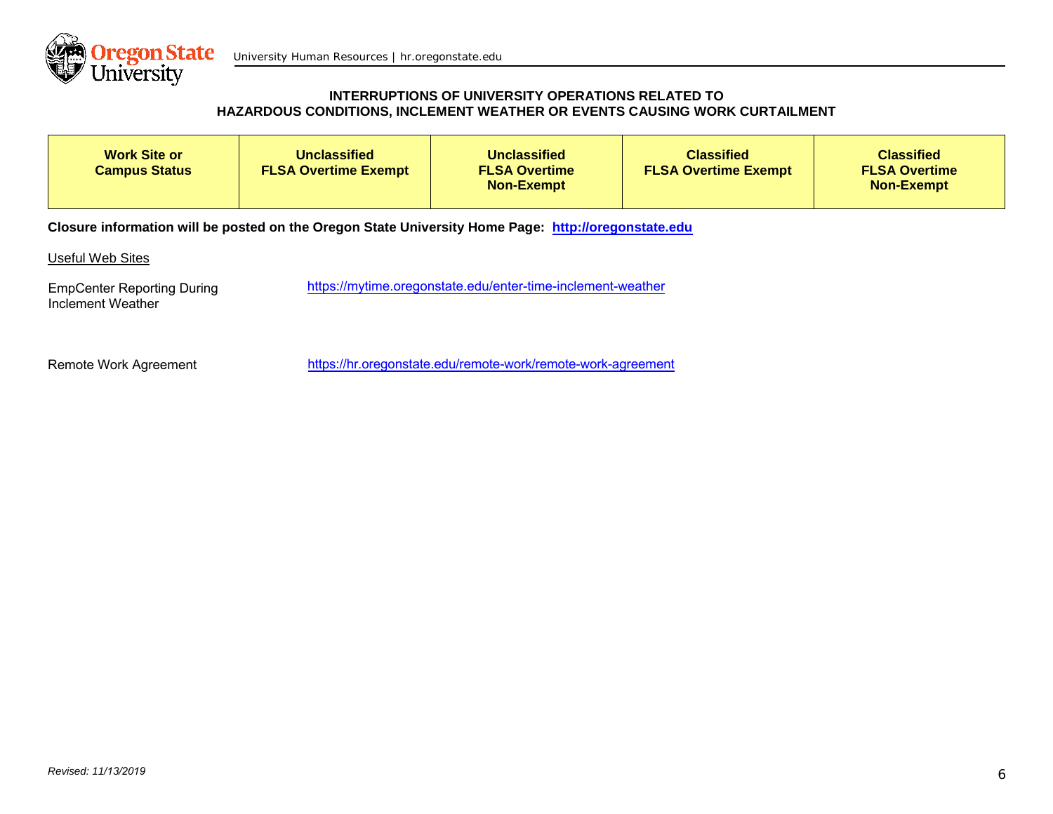**INTERRUPTIONS OF UNIVERSITY OPERATIONS RELATED TO HAZARDOUS CONDITIONS, INCLEMENT WEATHER OR EVENTS CAUSING WORK CURTAILMENT**

| Work Site or Campus Status | Unclassified FLSA Overtime Exempt | Unclassified FLSA Overtime Non-Exempt | Classified FLSA Overtime Exempt | Classified FLSA Overtime Non-Exempt |
|---|---|---|---|---|

**Closure information will be posted on the Oregon State University Home Page: http://oregonstate.edu**

Useful Web Sites

| | |
|---|---|
| EmpCenter Reporting During Inclement Weather | https://mytime.oregonstate.edu/enter-time-inclement-weather |
| Remote Work Agreement | https://hr.oregonstate.edu/remote-work/remote-work-agreement |

*Revised: 11/13/2019*